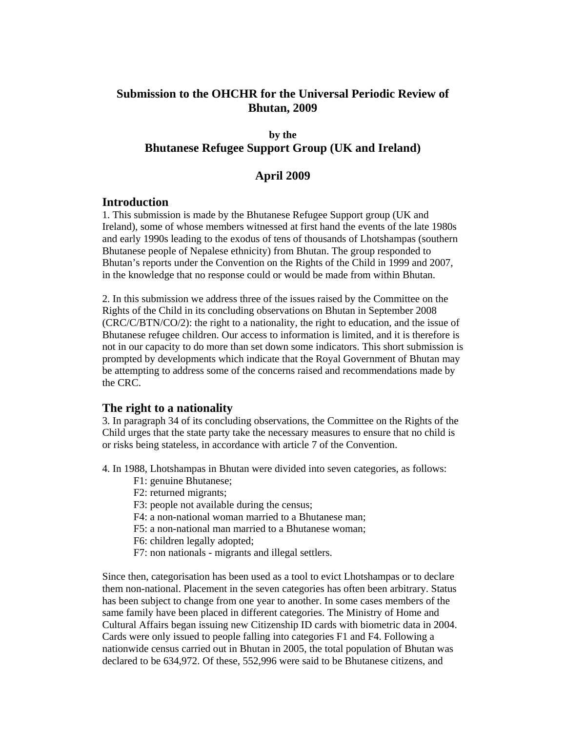# Submission to the OHCHR for the Universal Periodic Review of Bhutan, 2009

**by the**

## Bhutanese Refugee Support Group (UK and Ireland)

## April 2009

## Introduction

1. This submission is made by the Bhutanese Refugee Support group (UK and Ireland), some of whose members witnessed at first hand the events of the late 1980s and early 1990s leading to the exodus of tens of thousands of Lhotshampas (southern Bhutanese people of Nepalese ethnicity) from Bhutan. The group responded to Bhutan's reports under the Convention on the Rights of the Child in 1999 and 2007, in the knowledge that no response could or would be made from within Bhutan.

2. In this submission we address three of the issues raised by the Committee on the Rights of the Child in its concluding observations on Bhutan in September 2008 (CRC/C/BTN/CO/2): the right to a nationality, the right to education, and the issue of Bhutanese refugee children. Our access to information is limited, and it is therefore is not in our capacity to do more than set down some indicators. This short submission is prompted by developments which indicate that the Royal Government of Bhutan may be attempting to address some of the concerns raised and recommendations made by the CRC.

## The right to a nationality

3. In paragraph 34 of its concluding observations, the Committee on the Rights of the Child urges that the state party take the necessary measures to ensure that no child is or risks being stateless, in accordance with article 7 of the Convention.

4. In 1988, Lhotshampas in Bhutan were divided into seven categories, as follows:

- F1: genuine Bhutanese;
- F2: returned migrants;
- F3: people not available during the census;
- F4: a non-national woman married to a Bhutanese man;
- F5: a non-national man married to a Bhutanese woman;
- F6: children legally adopted;
- F7: non nationals - migrants and illegal settlers.

Since then, categorisation has been used as a tool to evict Lhotshampas or to declare them non-national. Placement in the seven categories has often been arbitrary. Status has been subject to change from one year to another. In some cases members of the same family have been placed in different categories. The Ministry of Home and Cultural Affairs began issuing new Citizenship ID cards with biometric data in 2004. Cards were only issued to people falling into categories F1 and F4. Following a nationwide census carried out in Bhutan in 2005, the total population of Bhutan was declared to be 634,972. Of these, 552,996 were said to be Bhutanese citizens, and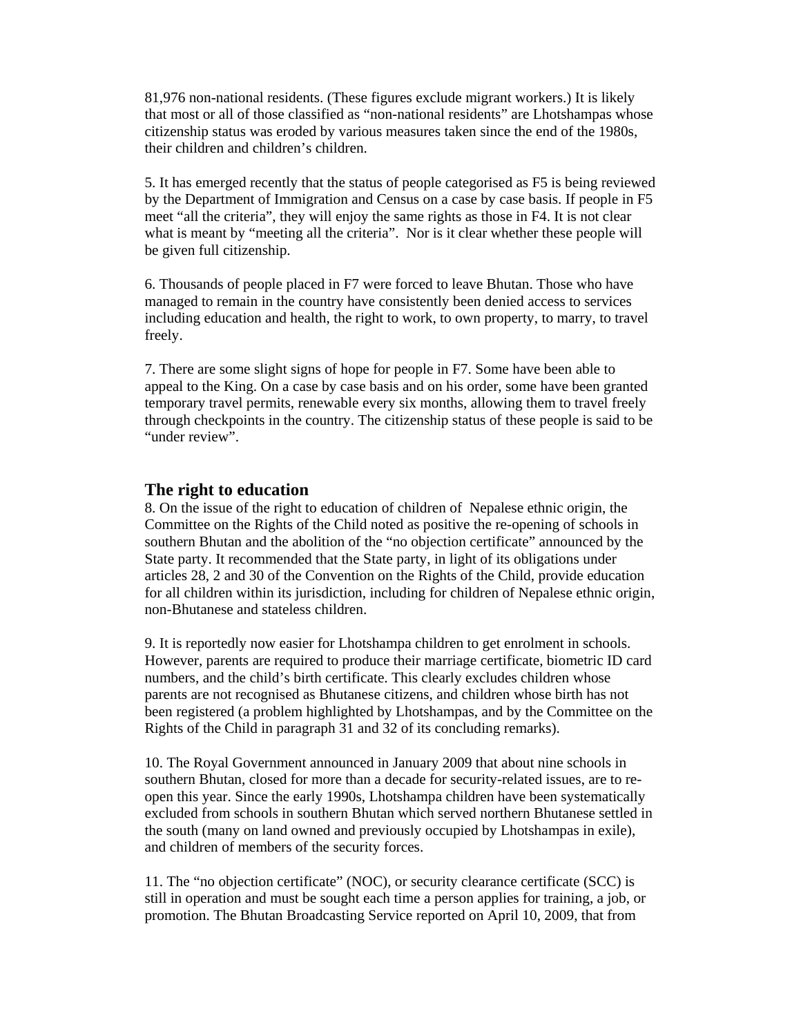81,976 non-national residents. (These figures exclude migrant workers.) It is likely that most or all of those classified as "non-national residents" are Lhotshampas whose citizenship status was eroded by various measures taken since the end of the 1980s, their children and children's children.

5. It has emerged recently that the status of people categorised as F5 is being reviewed by the Department of Immigration and Census on a case by case basis. If people in F5 meet "all the criteria", they will enjoy the same rights as those in F4. It is not clear what is meant by "meeting all the criteria". Nor is it clear whether these people will be given full citizenship.

6. Thousands of people placed in F7 were forced to leave Bhutan. Those who have managed to remain in the country have consistently been denied access to services including education and health, the right to work, to own property, to marry, to travel freely.

7. There are some slight signs of hope for people in F7. Some have been able to appeal to the King. On a case by case basis and on his order, some have been granted temporary travel permits, renewable every six months, allowing them to travel freely through checkpoints in the country. The citizenship status of these people is said to be "under review".

## The right to education

8. On the issue of the right to education of children of Nepalese ethnic origin, the Committee on the Rights of the Child noted as positive the re-opening of schools in southern Bhutan and the abolition of the "no objection certificate" announced by the State party. It recommended that the State party, in light of its obligations under articles 28, 2 and 30 of the Convention on the Rights of the Child, provide education for all children within its jurisdiction, including for children of Nepalese ethnic origin, non-Bhutanese and stateless children.

9. It is reportedly now easier for Lhotshampa children to get enrolment in schools. However, parents are required to produce their marriage certificate, biometric ID card numbers, and the child's birth certificate. This clearly excludes children whose parents are not recognised as Bhutanese citizens, and children whose birth has not been registered (a problem highlighted by Lhotshampas, and by the Committee on the Rights of the Child in paragraph 31 and 32 of its concluding remarks).

10. The Royal Government announced in January 2009 that about nine schools in southern Bhutan, closed for more than a decade for security-related issues, are to re-open this year. Since the early 1990s, Lhotshampa children have been systematically excluded from schools in southern Bhutan which served northern Bhutanese settled in the south (many on land owned and previously occupied by Lhotshampas in exile), and children of members of the security forces.

11. The "no objection certificate" (NOC), or security clearance certificate (SCC) is still in operation and must be sought each time a person applies for training, a job, or promotion. The Bhutan Broadcasting Service reported on April 10, 2009, that from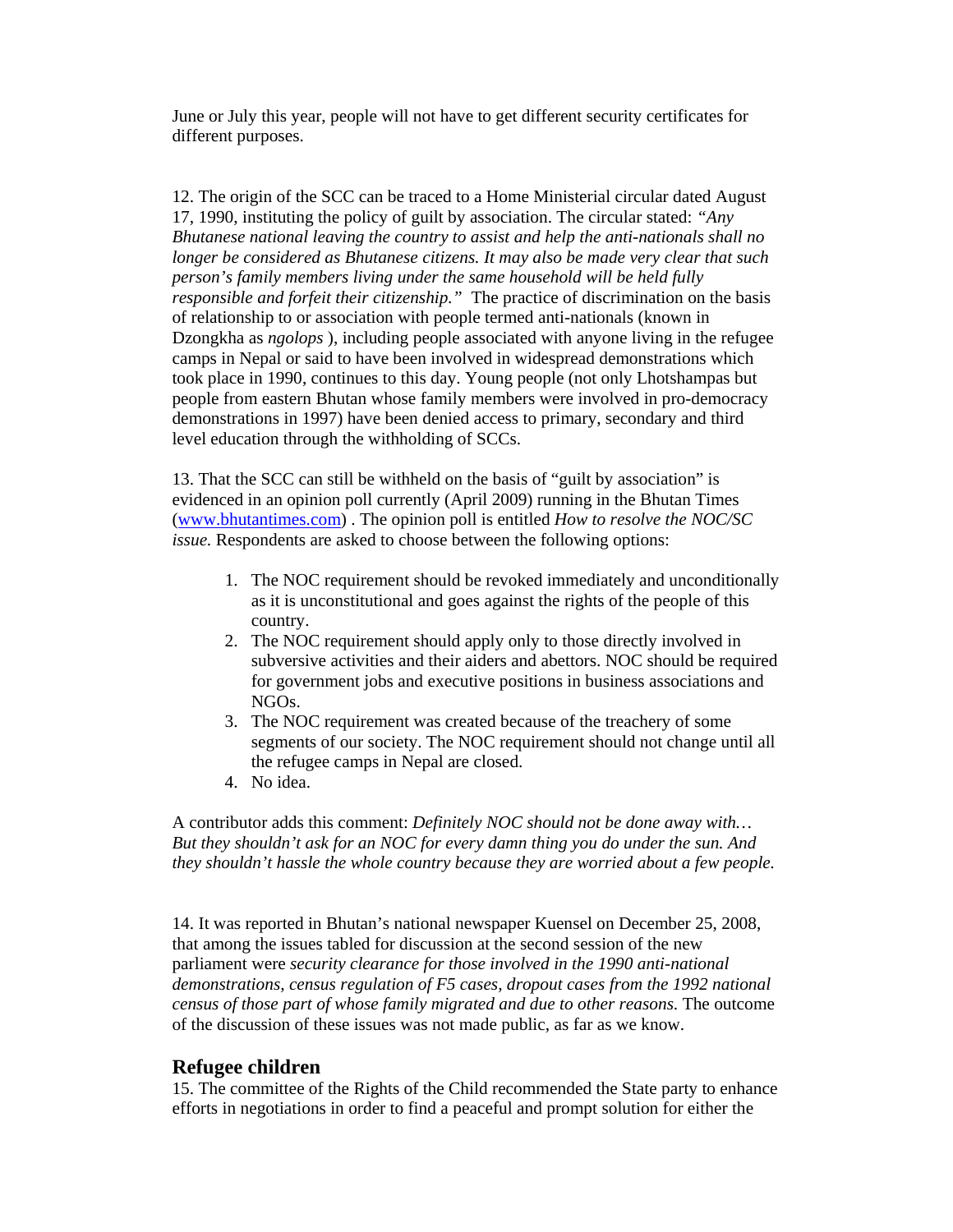June or July this year, people will not have to get different security certificates for different purposes.

12. The origin of the SCC can be traced to a Home Ministerial circular dated August 17, 1990, instituting the policy of guilt by association. The circular stated: *"Any Bhutanese national leaving the country to assist and help the anti-nationals shall no longer be considered as Bhutanese citizens. It may also be made very clear that such person's family members living under the same household will be held fully responsible and forfeit their citizenship."* The practice of discrimination on the basis of relationship to or association with people termed anti-nationals (known in Dzongkha as *ngolops* ), including people associated with anyone living in the refugee camps in Nepal or said to have been involved in widespread demonstrations which took place in 1990, continues to this day. Young people (not only Lhotshampas but people from eastern Bhutan whose family members were involved in pro-democracy demonstrations in 1997) have been denied access to primary, secondary and third level education through the withholding of SCCs.

13. That the SCC can still be withheld on the basis of "guilt by association" is evidenced in an opinion poll currently (April 2009) running in the Bhutan Times (www.bhutantimes.com) . The opinion poll is entitled *How to resolve the NOC/SC issue.* Respondents are asked to choose between the following options:

1. The NOC requirement should be revoked immediately and unconditionally as it is unconstitutional and goes against the rights of the people of this country.
2. The NOC requirement should apply only to those directly involved in subversive activities and their aiders and abettors. NOC should be required for government jobs and executive positions in business associations and NGOs.
3. The NOC requirement was created because of the treachery of some segments of our society. The NOC requirement should not change until all the refugee camps in Nepal are closed.
4. No idea.

A contributor adds this comment: *Definitely NOC should not be done away with… But they shouldn't ask for an NOC for every damn thing you do under the sun. And they shouldn't hassle the whole country because they are worried about a few people.*

14. It was reported in Bhutan's national newspaper Kuensel on December 25, 2008, that among the issues tabled for discussion at the second session of the new parliament were *security clearance for those involved in the 1990 anti-national demonstrations, census regulation of F5 cases, dropout cases from the 1992 national census of those part of whose family migrated and due to other reasons.* The outcome of the discussion of these issues was not made public, as far as we know.

## Refugee children

15. The committee of the Rights of the Child recommended the State party to enhance efforts in negotiations in order to find a peaceful and prompt solution for either the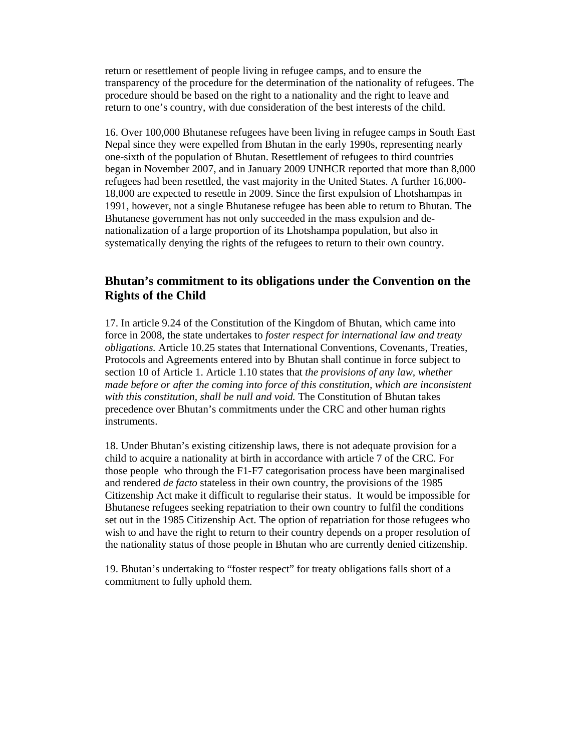return or resettlement of people living in refugee camps, and to ensure the transparency of the procedure for the determination of the nationality of refugees. The procedure should be based on the right to a nationality and the right to leave and return to one's country, with due consideration of the best interests of the child.

16. Over 100,000 Bhutanese refugees have been living in refugee camps in South East Nepal since they were expelled from Bhutan in the early 1990s, representing nearly one-sixth of the population of Bhutan. Resettlement of refugees to third countries began in November 2007, and in January 2009 UNHCR reported that more than 8,000 refugees had been resettled, the vast majority in the United States. A further 16,000-18,000 are expected to resettle in 2009. Since the first expulsion of Lhotshampas in 1991, however, not a single Bhutanese refugee has been able to return to Bhutan. The Bhutanese government has not only succeeded in the mass expulsion and de-nationalization of a large proportion of its Lhotshampa population, but also in systematically denying the rights of the refugees to return to their own country.

## Bhutan's commitment to its obligations under the Convention on the Rights of the Child

17. In article 9.24 of the Constitution of the Kingdom of Bhutan, which came into force in 2008, the state undertakes to *foster respect for international law and treaty obligations.* Article 10.25 states that International Conventions, Covenants, Treaties, Protocols and Agreements entered into by Bhutan shall continue in force subject to section 10 of Article 1. Article 1.10 states that *the provisions of any law, whether made before or after the coming into force of this constitution, which are inconsistent with this constitution, shall be null and void.* The Constitution of Bhutan takes precedence over Bhutan's commitments under the CRC and other human rights instruments.

18. Under Bhutan's existing citizenship laws, there is not adequate provision for a child to acquire a nationality at birth in accordance with article 7 of the CRC. For those people who through the F1-F7 categorisation process have been marginalised and rendered *de facto* stateless in their own country, the provisions of the 1985 Citizenship Act make it difficult to regularise their status. It would be impossible for Bhutanese refugees seeking repatriation to their own country to fulfil the conditions set out in the 1985 Citizenship Act. The option of repatriation for those refugees who wish to and have the right to return to their country depends on a proper resolution of the nationality status of those people in Bhutan who are currently denied citizenship.

19. Bhutan's undertaking to "foster respect" for treaty obligations falls short of a commitment to fully uphold them.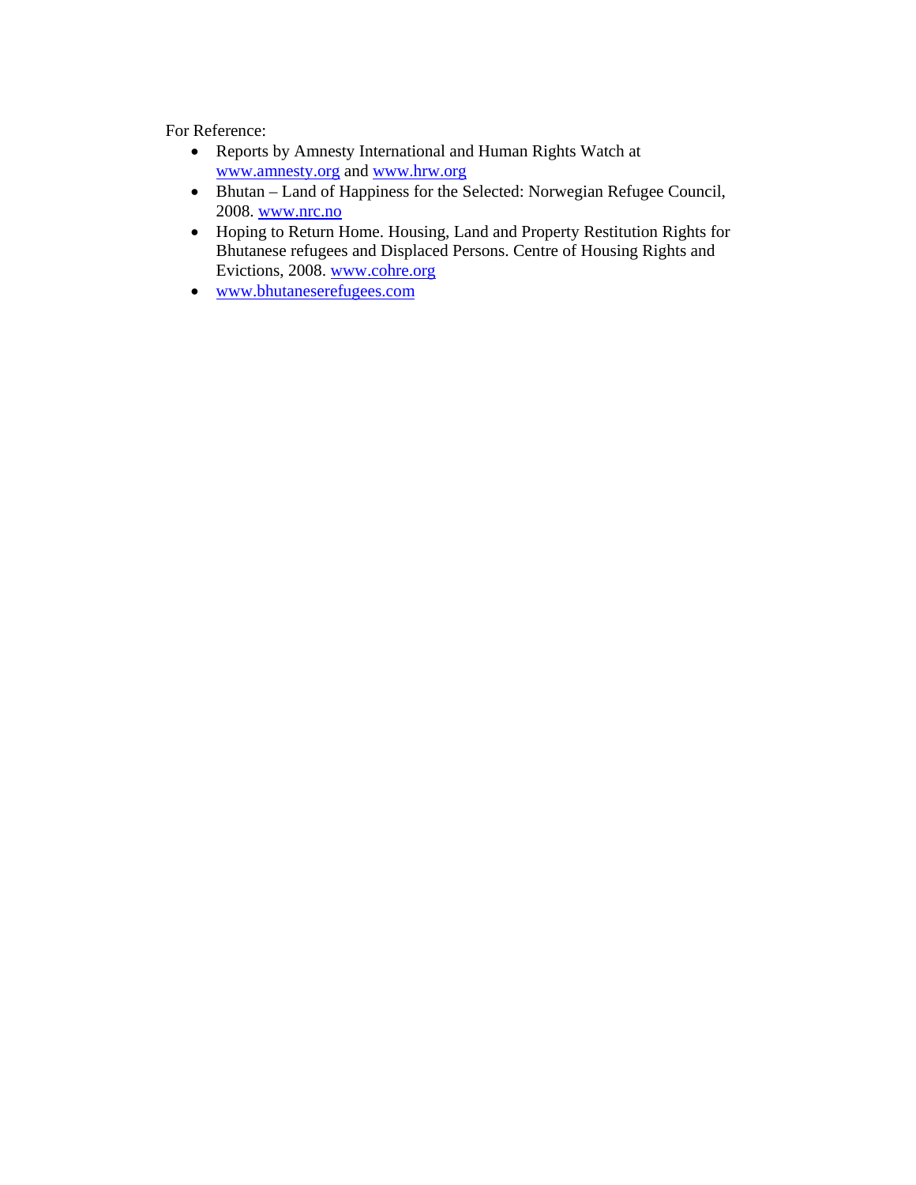For Reference:

- Reports by Amnesty International and Human Rights Watch at www.amnesty.org and www.hrw.org
- Bhutan – Land of Happiness for the Selected: Norwegian Refugee Council, 2008. www.nrc.no
- Hoping to Return Home. Housing, Land and Property Restitution Rights for Bhutanese refugees and Displaced Persons. Centre of Housing Rights and Evictions, 2008. www.cohre.org
- www.bhutaneserefugees.com